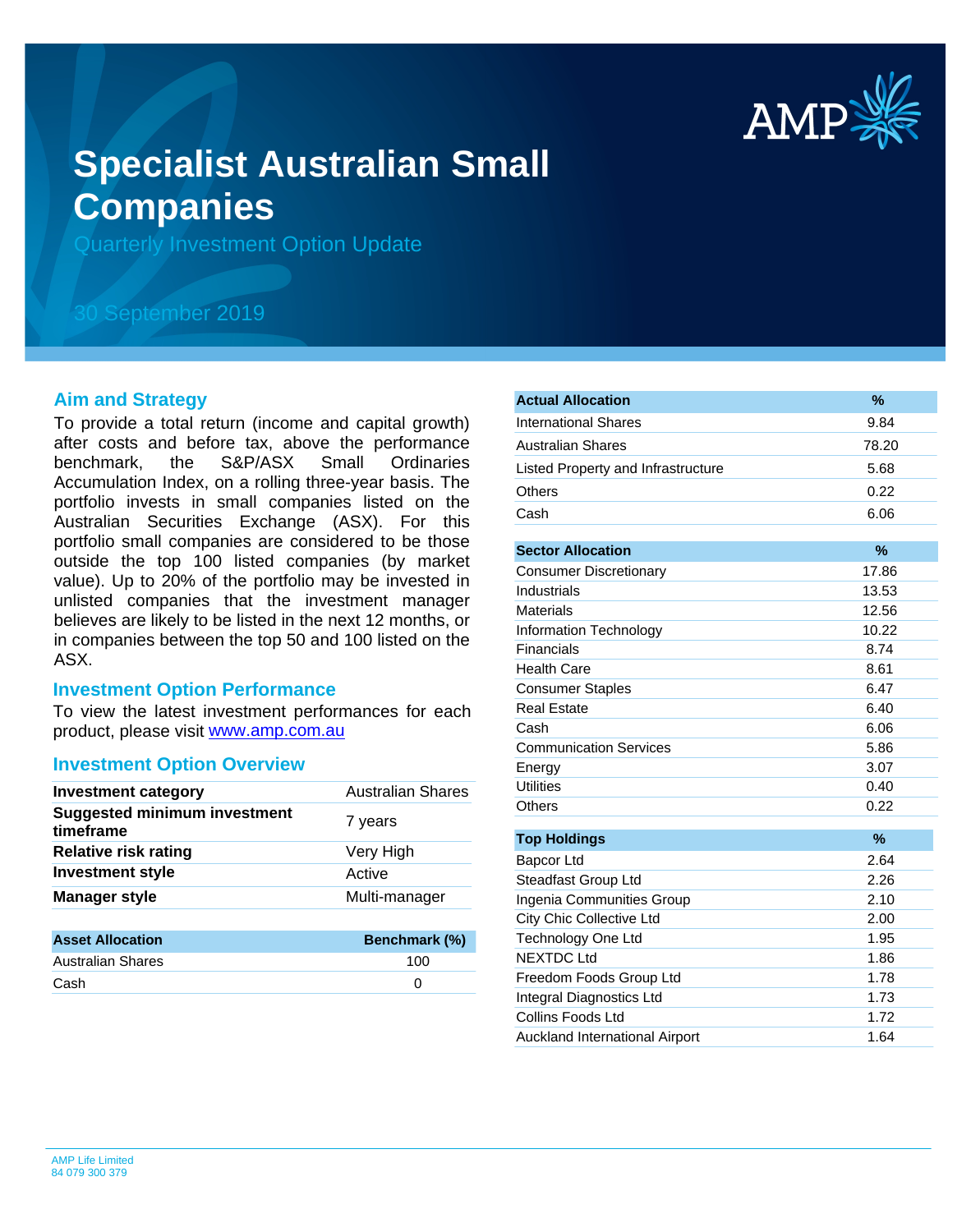# Specialist Australian Small Companies

Quarterly Investment Option Update

30 September 2019

## Aim and Strategy

To provide a total return (income and capital growth) after costs and before tax, above the performance benchmark, the S&P/ASX Small Ordinaries Accumulation Index, on a rolling three-year basis. The portfolio invests in small companies listed on the Australian Securities Exchange (ASX). For this portfolio small companies are considered to be those outside the top 100 listed companies (by market value). Up to 20% of the portfolio may be invested in unlisted companies that the investment manager believes are likely to be listed in the next 12 months, or in companies between the top 50 and 100 listed on the ASX.

## Investment Option Performance

To view the latest investment performances for each product, please visit www.amp.com.au

## Investment Option Overview

| | |
|---|---|
| **Investment category** | Australian Shares |
| **Suggested minimum investment timeframe** | 7 years |
| **Relative risk rating** | Very High |
| **Investment style** | Active |
| **Manager style** | Multi-manager |

| Asset Allocation | Benchmark (%) |
|---|---|
| Australian Shares | 100 |
| Cash | 0 |

| Actual Allocation | % |
|---|---|
| International Shares | 9.84 |
| Australian Shares | 78.20 |
| Listed Property and Infrastructure | 5.68 |
| Others | 0.22 |
| Cash | 6.06 |

| Sector Allocation | % |
|---|---|
| Consumer Discretionary | 17.86 |
| Industrials | 13.53 |
| Materials | 12.56 |
| Information Technology | 10.22 |
| Financials | 8.74 |
| Health Care | 8.61 |
| Consumer Staples | 6.47 |
| Real Estate | 6.40 |
| Cash | 6.06 |
| Communication Services | 5.86 |
| Energy | 3.07 |
| Utilities | 0.40 |
| Others | 0.22 |

| Top Holdings | % |
|---|---|
| Bapcor Ltd | 2.64 |
| Steadfast Group Ltd | 2.26 |
| Ingenia Communities Group | 2.10 |
| City Chic Collective Ltd | 2.00 |
| Technology One Ltd | 1.95 |
| NEXTDC Ltd | 1.86 |
| Freedom Foods Group Ltd | 1.78 |
| Integral Diagnostics Ltd | 1.73 |
| Collins Foods Ltd | 1.72 |
| Auckland International Airport | 1.64 |

AMP Life Limited
84 079 300 379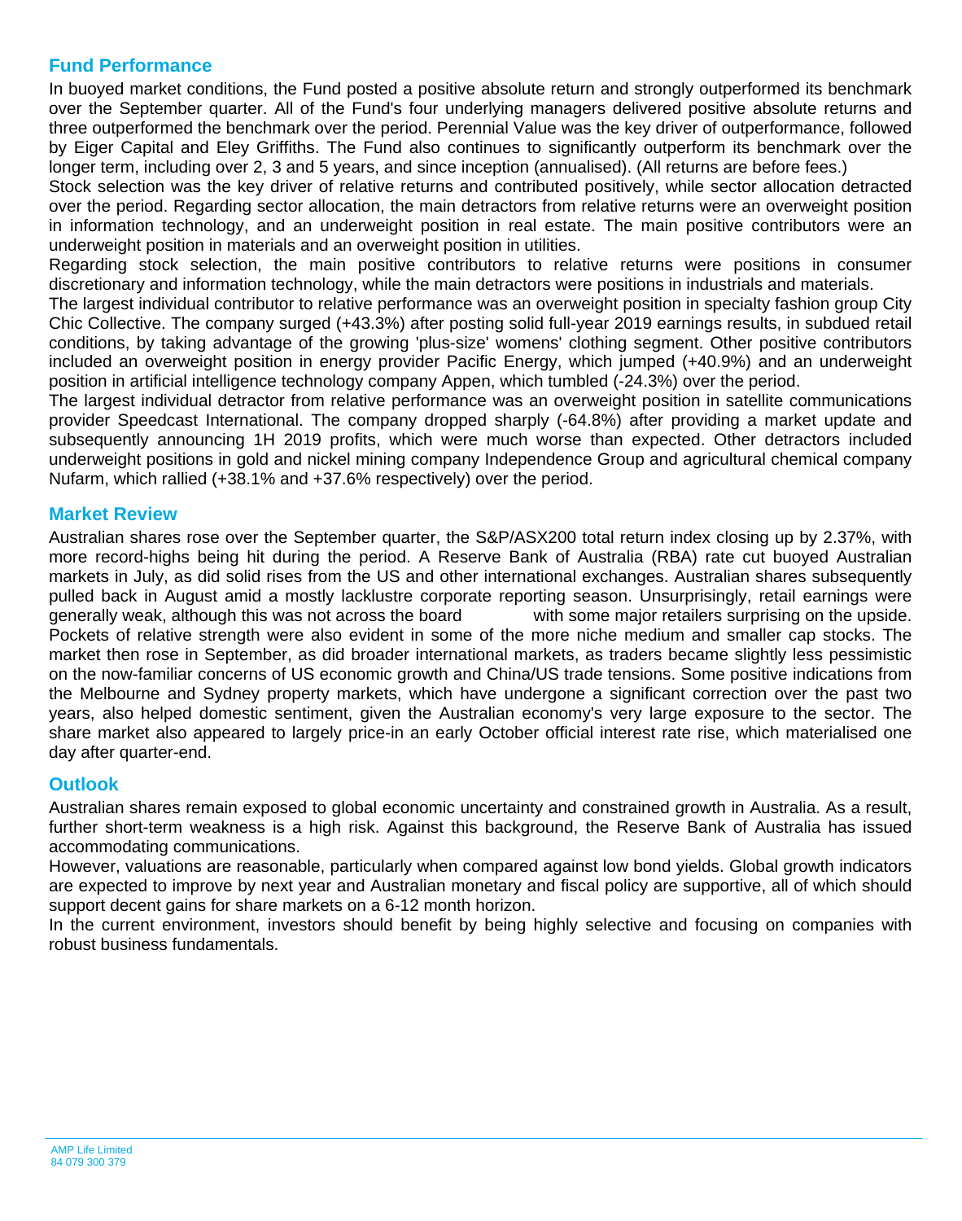## Fund Performance

In buoyed market conditions, the Fund posted a positive absolute return and strongly outperformed its benchmark over the September quarter. All of the Fund's four underlying managers delivered positive absolute returns and three outperformed the benchmark over the period. Perennial Value was the key driver of outperformance, followed by Eiger Capital and Eley Griffiths. The Fund also continues to significantly outperform its benchmark over the longer term, including over 2, 3 and 5 years, and since inception (annualised). (All returns are before fees.)

Stock selection was the key driver of relative returns and contributed positively, while sector allocation detracted over the period. Regarding sector allocation, the main detractors from relative returns were an overweight position in information technology, and an underweight position in real estate. The main positive contributors were an underweight position in materials and an overweight position in utilities.

Regarding stock selection, the main positive contributors to relative returns were positions in consumer discretionary and information technology, while the main detractors were positions in industrials and materials.

The largest individual contributor to relative performance was an overweight position in specialty fashion group City Chic Collective. The company surged (+43.3%) after posting solid full-year 2019 earnings results, in subdued retail conditions, by taking advantage of the growing 'plus-size' womens' clothing segment. Other positive contributors included an overweight position in energy provider Pacific Energy, which jumped (+40.9%) and an underweight position in artificial intelligence technology company Appen, which tumbled (-24.3%) over the period.

The largest individual detractor from relative performance was an overweight position in satellite communications provider Speedcast International. The company dropped sharply (-64.8%) after providing a market update and subsequently announcing 1H 2019 profits, which were much worse than expected. Other detractors included underweight positions in gold and nickel mining company Independence Group and agricultural chemical company Nufarm, which rallied (+38.1% and +37.6% respectively) over the period.

## Market Review

Australian shares rose over the September quarter, the S&P/ASX200 total return index closing up by 2.37%, with more record-highs being hit during the period. A Reserve Bank of Australia (RBA) rate cut buoyed Australian markets in July, as did solid rises from the US and other international exchanges. Australian shares subsequently pulled back in August amid a mostly lacklustre corporate reporting season. Unsurprisingly, retail earnings were generally weak, although this was not across the board with some major retailers surprising on the upside. Pockets of relative strength were also evident in some of the more niche medium and smaller cap stocks. The market then rose in September, as did broader international markets, as traders became slightly less pessimistic on the now-familiar concerns of US economic growth and China/US trade tensions. Some positive indications from the Melbourne and Sydney property markets, which have undergone a significant correction over the past two years, also helped domestic sentiment, given the Australian economy's very large exposure to the sector. The share market also appeared to largely price-in an early October official interest rate rise, which materialised one day after quarter-end.

## Outlook

Australian shares remain exposed to global economic uncertainty and constrained growth in Australia. As a result, further short-term weakness is a high risk. Against this background, the Reserve Bank of Australia has issued accommodating communications.

However, valuations are reasonable, particularly when compared against low bond yields. Global growth indicators are expected to improve by next year and Australian monetary and fiscal policy are supportive, all of which should support decent gains for share markets on a 6-12 month horizon.

In the current environment, investors should benefit by being highly selective and focusing on companies with robust business fundamentals.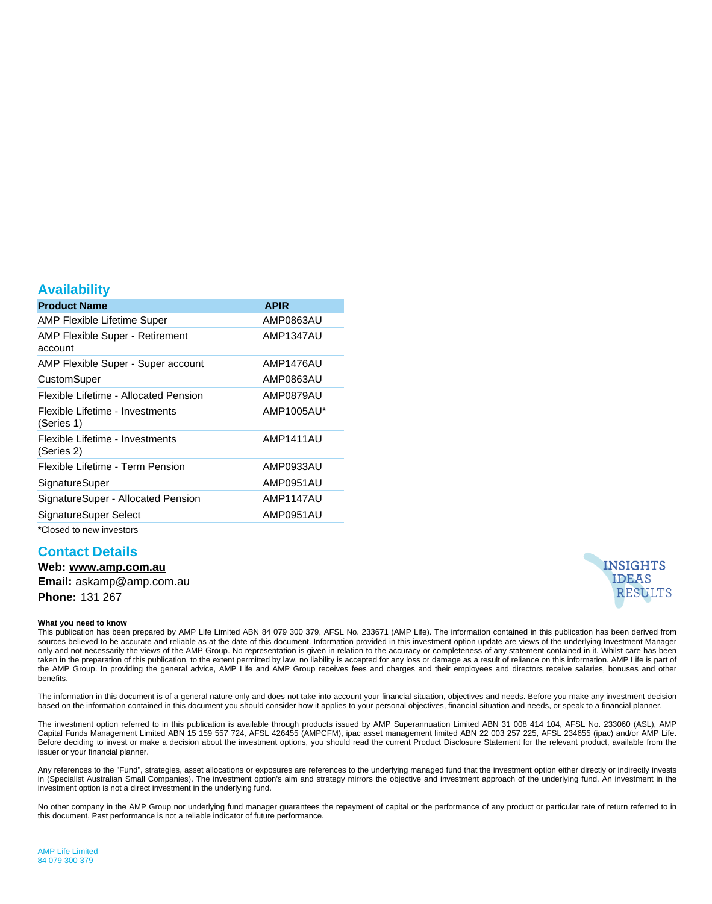## Availability

| Product Name | APIR |
|---|---|
| AMP Flexible Lifetime Super | AMP0863AU |
| AMP Flexible Super - Retirement account | AMP1347AU |
| AMP Flexible Super - Super account | AMP1476AU |
| CustomSuper | AMP0863AU |
| Flexible Lifetime - Allocated Pension | AMP0879AU |
| Flexible Lifetime - Investments (Series 1) | AMP1005AU* |
| Flexible Lifetime - Investments (Series 2) | AMP1411AU |
| Flexible Lifetime - Term Pension | AMP0933AU |
| SignatureSuper | AMP0951AU |
| SignatureSuper - Allocated Pension | AMP1147AU |
| SignatureSuper Select | AMP0951AU |

*Closed to new investors

## Contact Details

**Web:** **www.amp.com.au**
**Email:** askamp@amp.com.au
**Phone:** 131 267

INSIGHTS
IDEAS
RESULTS

**What you need to know**

This publication has been prepared by AMP Life Limited ABN 84 079 300 379, AFSL No. 233671 (AMP Life). The information contained in this publication has been derived from sources believed to be accurate and reliable as at the date of this document. Information provided in this investment option update are views of the underlying Investment Manager only and not necessarily the views of the AMP Group. No representation is given in relation to the accuracy or completeness of any statement contained in it. Whilst care has been taken in the preparation of this publication, to the extent permitted by law, no liability is accepted for any loss or damage as a result of reliance on this information. AMP Life is part of the AMP Group. In providing the general advice, AMP Life and AMP Group receives fees and charges and their employees and directors receive salaries, bonuses and other benefits.

The information in this document is of a general nature only and does not take into account your financial situation, objectives and needs. Before you make any investment decision based on the information contained in this document you should consider how it applies to your personal objectives, financial situation and needs, or speak to a financial planner.

The investment option referred to in this publication is available through products issued by AMP Superannuation Limited ABN 31 008 414 104, AFSL No. 233060 (ASL), AMP Capital Funds Management Limited ABN 15 159 557 724, AFSL 426455 (AMPCFM), ipac asset management limited ABN 22 003 257 225, AFSL 234655 (ipac) and/or AMP Life. Before deciding to invest or make a decision about the investment options, you should read the current Product Disclosure Statement for the relevant product, available from the issuer or your financial planner.

Any references to the "Fund", strategies, asset allocations or exposures are references to the underlying managed fund that the investment option either directly or indirectly invests in (Specialist Australian Small Companies). The investment option's aim and strategy mirrors the objective and investment approach of the underlying fund. An investment in the investment option is not a direct investment in the underlying fund.

No other company in the AMP Group nor underlying fund manager guarantees the repayment of capital or the performance of any product or particular rate of return referred to in this document. Past performance is not a reliable indicator of future performance.

AMP Life Limited
84 079 300 379